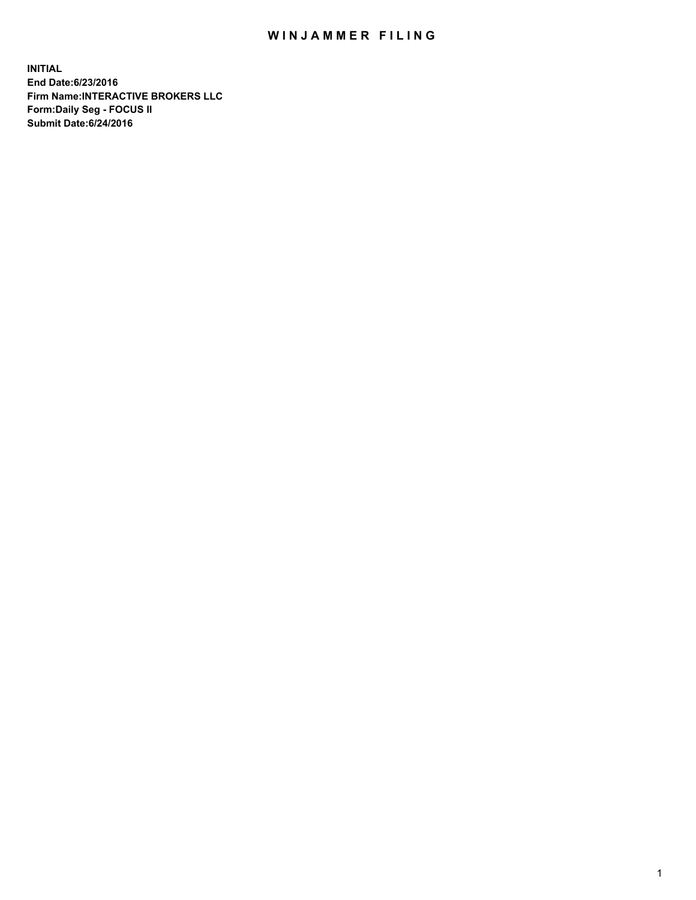# WINJAMMER FILING

**INITIAL**
**End Date:6/23/2016**
**Firm Name:INTERACTIVE BROKERS LLC**
**Form:Daily Seg - FOCUS II**
**Submit Date:6/24/2016**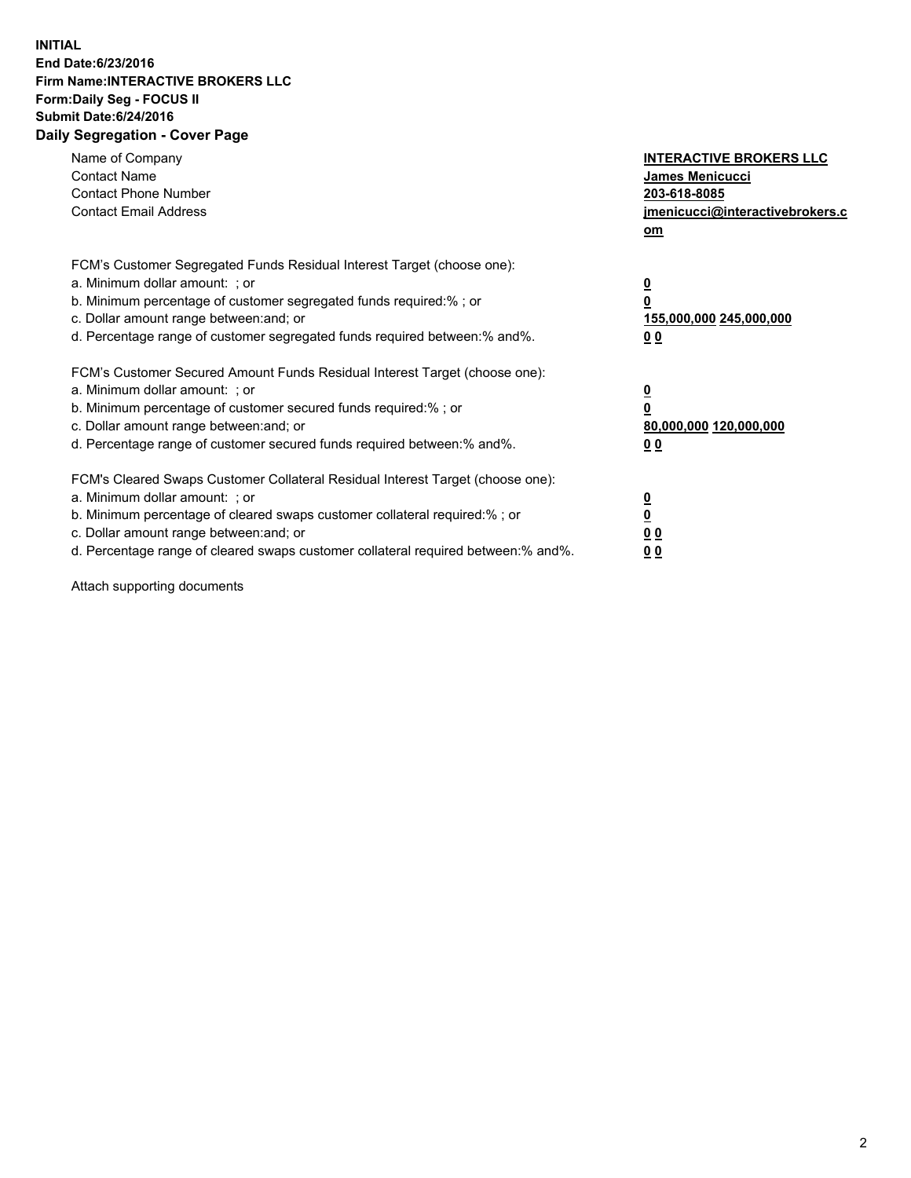**INITIAL**
**End Date:6/23/2016**
**Firm Name:INTERACTIVE BROKERS LLC**
**Form:Daily Seg - FOCUS II**
**Submit Date:6/24/2016**
**Daily Segregation - Cover Page**

| | |
|---|---|
| Name of Company | **INTERACTIVE BROKERS LLC** |
| Contact Name | **James Menicucci** |
| Contact Phone Number | **203-618-8085** |
| Contact Email Address | **jmenicucci@interactivebrokers.com** |

FCM's Customer Segregated Funds Residual Interest Target (choose one):

| | |
|---|---|
| a. Minimum dollar amount: ; or | **0** |
| b. Minimum percentage of customer segregated funds required:% ; or | **0** |
| c. Dollar amount range between:and; or | **155,000,000 245,000,000** |
| d. Percentage range of customer segregated funds required between:% and%. | **0 0** |

FCM's Customer Secured Amount Funds Residual Interest Target (choose one):

| | |
|---|---|
| a. Minimum dollar amount: ; or | **0** |
| b. Minimum percentage of customer secured funds required:% ; or | **0** |
| c. Dollar amount range between:and; or | **80,000,000 120,000,000** |
| d. Percentage range of customer secured funds required between:% and%. | **0 0** |

FCM's Cleared Swaps Customer Collateral Residual Interest Target (choose one):

| | |
|---|---|
| a. Minimum dollar amount: ; or | **0** |
| b. Minimum percentage of cleared swaps customer collateral required:% ; or | **0** |
| c. Dollar amount range between:and; or | **0 0** |
| d. Percentage range of cleared swaps customer collateral required between:% and%. | **0 0** |

Attach supporting documents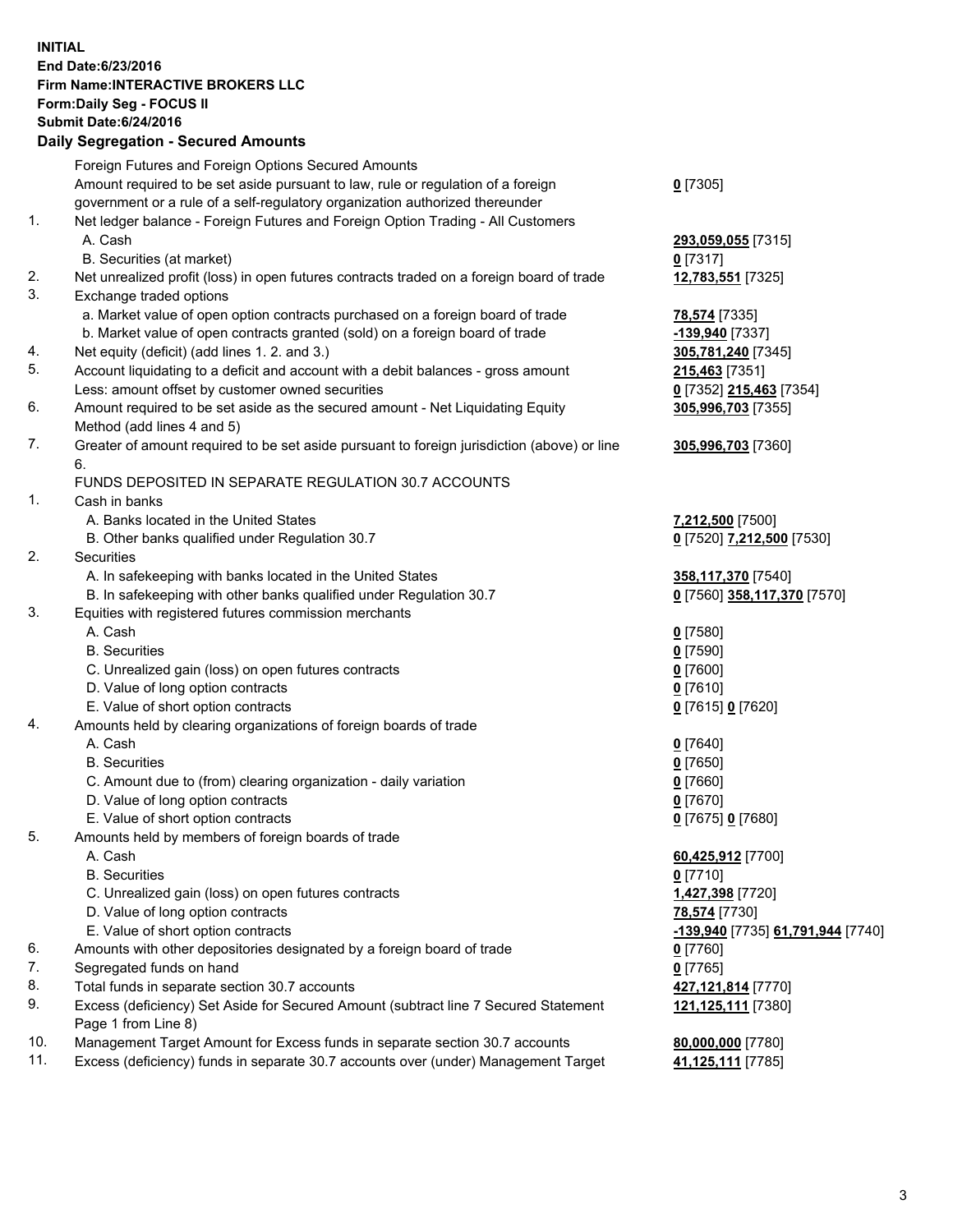**INITIAL**
**End Date:6/23/2016**
**Firm Name:INTERACTIVE BROKERS LLC**
**Form:Daily Seg - FOCUS II**
**Submit Date:6/24/2016**

## Daily Segregation - Secured Amounts

| | | |
|---|---|---|
| | Foreign Futures and Foreign Options Secured Amounts | |
| | Amount required to be set aside pursuant to law, rule or regulation of a foreign government or a rule of a self-regulatory organization authorized thereunder | **0** [7305] |
| 1. | Net ledger balance - Foreign Futures and Foreign Option Trading - All Customers | |
| | A. Cash | **293,059,055** [7315] |
| | B. Securities (at market) | **0** [7317] |
| 2. | Net unrealized profit (loss) in open futures contracts traded on a foreign board of trade | **12,783,551** [7325] |
| 3. | Exchange traded options | |
| | a. Market value of open option contracts purchased on a foreign board of trade | **78,574** [7335] |
| | b. Market value of open contracts granted (sold) on a foreign board of trade | **-139,940** [7337] |
| 4. | Net equity (deficit) (add lines 1. 2. and 3.) | **305,781,240** [7345] |
| 5. | Account liquidating to a deficit and account with a debit balances - gross amount | **215,463** [7351] |
| | Less: amount offset by customer owned securities | **0** [7352] **215,463** [7354] |
| 6. | Amount required to be set aside as the secured amount - Net Liquidating Equity Method (add lines 4 and 5) | **305,996,703** [7355] |
| 7. | Greater of amount required to be set aside pursuant to foreign jurisdiction (above) or line 6. | **305,996,703** [7360] |
| | FUNDS DEPOSITED IN SEPARATE REGULATION 30.7 ACCOUNTS | |
| 1. | Cash in banks | |
| | A. Banks located in the United States | **7,212,500** [7500] |
| | B. Other banks qualified under Regulation 30.7 | **0** [7520] **7,212,500** [7530] |
| 2. | Securities | |
| | A. In safekeeping with banks located in the United States | **358,117,370** [7540] |
| | B. In safekeeping with other banks qualified under Regulation 30.7 | **0** [7560] **358,117,370** [7570] |
| 3. | Equities with registered futures commission merchants | |
| | A. Cash | **0** [7580] |
| | B. Securities | **0** [7590] |
| | C. Unrealized gain (loss) on open futures contracts | **0** [7600] |
| | D. Value of long option contracts | **0** [7610] |
| | E. Value of short option contracts | **0** [7615] **0** [7620] |
| 4. | Amounts held by clearing organizations of foreign boards of trade | |
| | A. Cash | **0** [7640] |
| | B. Securities | **0** [7650] |
| | C. Amount due to (from) clearing organization - daily variation | **0** [7660] |
| | D. Value of long option contracts | **0** [7670] |
| | E. Value of short option contracts | **0** [7675] **0** [7680] |
| 5. | Amounts held by members of foreign boards of trade | |
| | A. Cash | **60,425,912** [7700] |
| | B. Securities | **0** [7710] |
| | C. Unrealized gain (loss) on open futures contracts | **1,427,398** [7720] |
| | D. Value of long option contracts | **78,574** [7730] |
| | E. Value of short option contracts | **-139,940** [7735] **61,791,944** [7740] |
| 6. | Amounts with other depositories designated by a foreign board of trade | **0** [7760] |
| 7. | Segregated funds on hand | **0** [7765] |
| 8. | Total funds in separate section 30.7 accounts | **427,121,814** [7770] |
| 9. | Excess (deficiency) Set Aside for Secured Amount (subtract line 7 Secured Statement Page 1 from Line 8) | **121,125,111** [7380] |
| 10. | Management Target Amount for Excess funds in separate section 30.7 accounts | **80,000,000** [7780] |
| 11. | Excess (deficiency) funds in separate 30.7 accounts over (under) Management Target | **41,125,111** [7785] |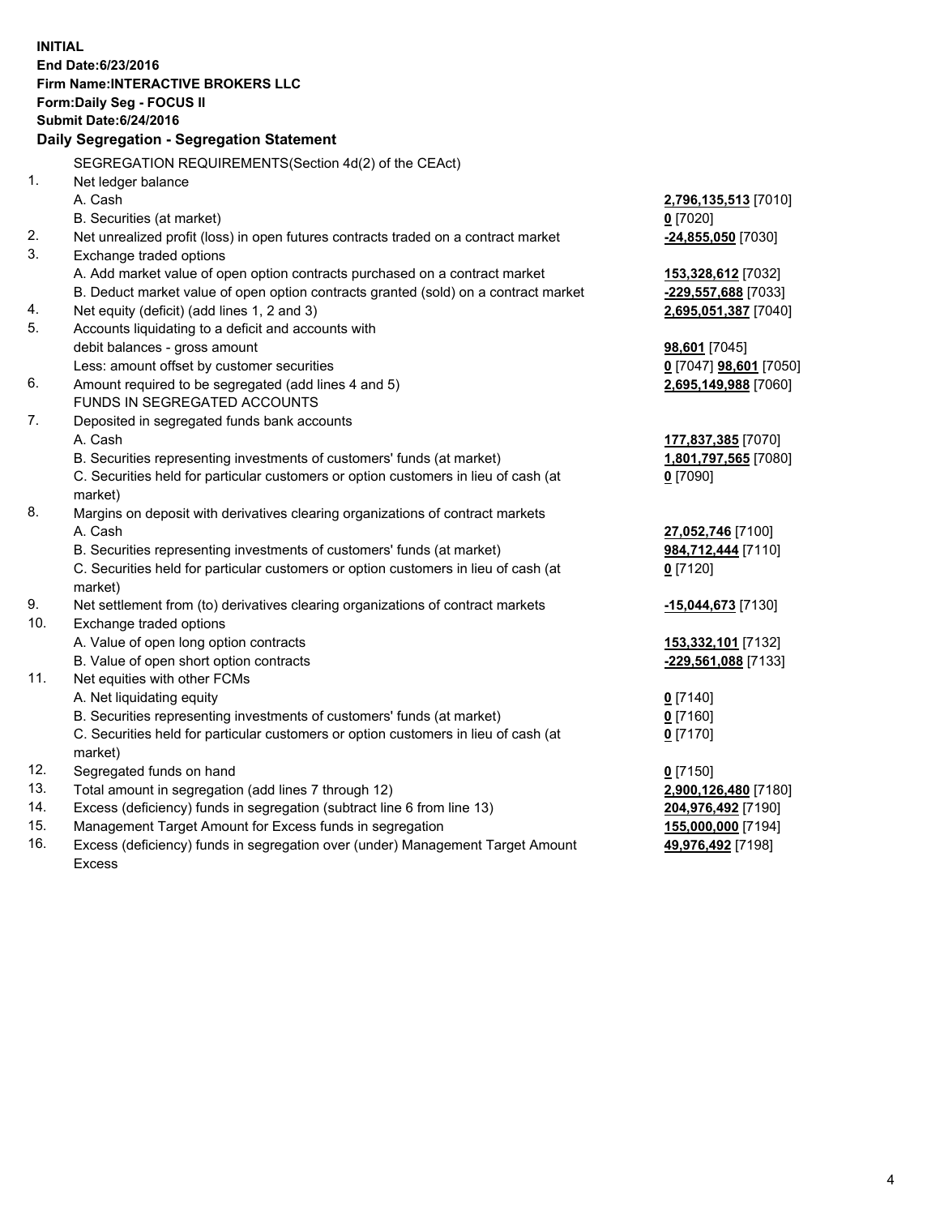**INITIAL**
**End Date:6/23/2016**
**Firm Name:INTERACTIVE BROKERS LLC**
**Form:Daily Seg - FOCUS II**
**Submit Date:6/24/2016**

**Daily Segregation - Segregation Statement**

| | | |
|---|---|---|
| | SEGREGATION REQUIREMENTS(Section 4d(2) of the CEAct) | |
| 1. | Net ledger balance | |
| | A. Cash | **2,796,135,513** [7010] |
| | B. Securities (at market) | **0** [7020] |
| 2. | Net unrealized profit (loss) in open futures contracts traded on a contract market | **-24,855,050** [7030] |
| 3. | Exchange traded options | |
| | A. Add market value of open option contracts purchased on a contract market | **153,328,612** [7032] |
| | B. Deduct market value of open option contracts granted (sold) on a contract market | **-229,557,688** [7033] |
| 4. | Net equity (deficit) (add lines 1, 2 and 3) | **2,695,051,387** [7040] |
| 5. | Accounts liquidating to a deficit and accounts with debit balances - gross amount | **98,601** [7045] |
| | Less: amount offset by customer securities | **0** [7047] **98,601** [7050] |
| 6. | Amount required to be segregated (add lines 4 and 5) | **2,695,149,988** [7060] |
| | FUNDS IN SEGREGATED ACCOUNTS | |
| 7. | Deposited in segregated funds bank accounts | |
| | A. Cash | **177,837,385** [7070] |
| | B. Securities representing investments of customers' funds (at market) | **1,801,797,565** [7080] |
| | C. Securities held for particular customers or option customers in lieu of cash (at market) | **0** [7090] |
| 8. | Margins on deposit with derivatives clearing organizations of contract markets | |
| | A. Cash | **27,052,746** [7100] |
| | B. Securities representing investments of customers' funds (at market) | **984,712,444** [7110] |
| | C. Securities held for particular customers or option customers in lieu of cash (at market) | **0** [7120] |
| 9. | Net settlement from (to) derivatives clearing organizations of contract markets | **-15,044,673** [7130] |
| 10. | Exchange traded options | |
| | A. Value of open long option contracts | **153,332,101** [7132] |
| | B. Value of open short option contracts | **-229,561,088** [7133] |
| 11. | Net equities with other FCMs | |
| | A. Net liquidating equity | **0** [7140] |
| | B. Securities representing investments of customers' funds (at market) | **0** [7160] |
| | C. Securities held for particular customers or option customers in lieu of cash (at market) | **0** [7170] |
| 12. | Segregated funds on hand | **0** [7150] |
| 13. | Total amount in segregation (add lines 7 through 12) | **2,900,126,480** [7180] |
| 14. | Excess (deficiency) funds in segregation (subtract line 6 from line 13) | **204,976,492** [7190] |
| 15. | Management Target Amount for Excess funds in segregation | **155,000,000** [7194] |
| 16. | Excess (deficiency) funds in segregation over (under) Management Target Amount Excess | **49,976,492** [7198] |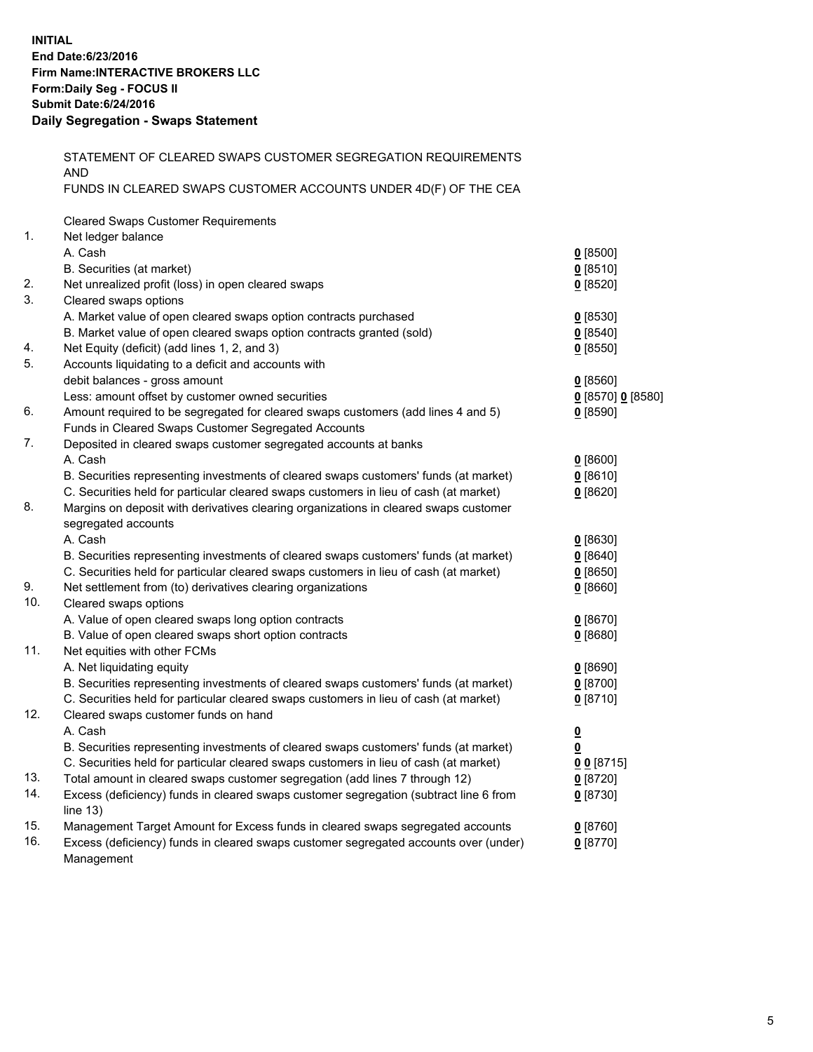**INITIAL**
**End Date:6/23/2016**
**Firm Name:INTERACTIVE BROKERS LLC**
**Form:Daily Seg - FOCUS II**
**Submit Date:6/24/2016**
**Daily Segregation - Swaps Statement**

STATEMENT OF CLEARED SWAPS CUSTOMER SEGREGATION REQUIREMENTS AND FUNDS IN CLEARED SWAPS CUSTOMER ACCOUNTS UNDER 4D(F) OF THE CEA

| | | |
|---|---|---|
| | Cleared Swaps Customer Requirements | |
| 1. | Net ledger balance | |
| | A. Cash | 0 [8500] |
| | B. Securities (at market) | 0 [8510] |
| 2. | Net unrealized profit (loss) in open cleared swaps | 0 [8520] |
| 3. | Cleared swaps options | |
| | A. Market value of open cleared swaps option contracts purchased | 0 [8530] |
| | B. Market value of open cleared swaps option contracts granted (sold) | 0 [8540] |
| 4. | Net Equity (deficit) (add lines 1, 2, and 3) | 0 [8550] |
| 5. | Accounts liquidating to a deficit and accounts with debit balances - gross amount | 0 [8560] |
| | Less: amount offset by customer owned securities | 0 [8570] 0 [8580] |
| 6. | Amount required to be segregated for cleared swaps customers (add lines 4 and 5) | 0 [8590] |
| | Funds in Cleared Swaps Customer Segregated Accounts | |
| 7. | Deposited in cleared swaps customer segregated accounts at banks | |
| | A. Cash | 0 [8600] |
| | B. Securities representing investments of cleared swaps customers' funds (at market) | 0 [8610] |
| | C. Securities held for particular cleared swaps customers in lieu of cash (at market) | 0 [8620] |
| 8. | Margins on deposit with derivatives clearing organizations in cleared swaps customer segregated accounts | |
| | A. Cash | 0 [8630] |
| | B. Securities representing investments of cleared swaps customers' funds (at market) | 0 [8640] |
| | C. Securities held for particular cleared swaps customers in lieu of cash (at market) | 0 [8650] |
| 9. | Net settlement from (to) derivatives clearing organizations | 0 [8660] |
| 10. | Cleared swaps options | |
| | A. Value of open cleared swaps long option contracts | 0 [8670] |
| | B. Value of open cleared swaps short option contracts | 0 [8680] |
| 11. | Net equities with other FCMs | |
| | A. Net liquidating equity | 0 [8690] |
| | B. Securities representing investments of cleared swaps customers' funds (at market) | 0 [8700] |
| | C. Securities held for particular cleared swaps customers in lieu of cash (at market) | 0 [8710] |
| 12. | Cleared swaps customer funds on hand | |
| | A. Cash | 0 |
| | B. Securities representing investments of cleared swaps customers' funds (at market) | 0 |
| | C. Securities held for particular cleared swaps customers in lieu of cash (at market) | 0 0 [8715] |
| 13. | Total amount in cleared swaps customer segregation (add lines 7 through 12) | 0 [8720] |
| 14. | Excess (deficiency) funds in cleared swaps customer segregation (subtract line 6 from line 13) | 0 [8730] |
| 15. | Management Target Amount for Excess funds in cleared swaps segregated accounts | 0 [8760] |
| 16. | Excess (deficiency) funds in cleared swaps customer segregated accounts over (under) Management | 0 [8770] |